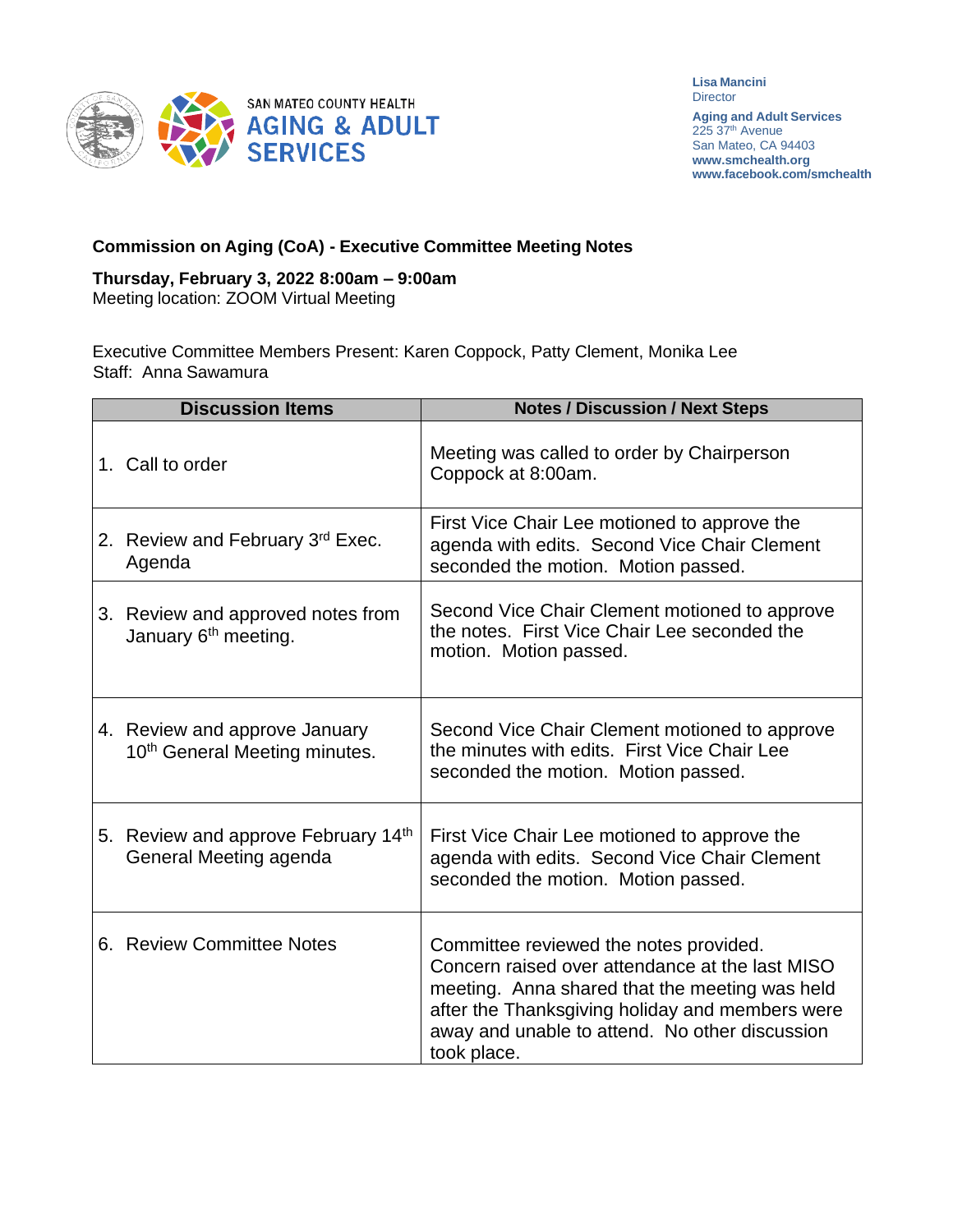SAN MATEO COUNTY HEALTH
**AGING & ADULT SERVICES**

**Lisa Mancini**
Director

**Aging and Adult Services**
225 37th Avenue
San Mateo, CA 94403
**www.smchealth.org**
**www.facebook.com/smchealth**

## Commission on Aging (CoA) - Executive Committee Meeting Notes

**Thursday, February 3, 2022 8:00am – 9:00am**
Meeting location: ZOOM Virtual Meeting

Executive Committee Members Present: Karen Coppock, Patty Clement, Monika Lee
Staff: Anna Sawamura

| Discussion Items | Notes / Discussion / Next Steps |
|---|---|
| 1. Call to order | Meeting was called to order by Chairperson Coppock at 8:00am. |
| 2. Review and February 3rd Exec. Agenda | First Vice Chair Lee motioned to approve the agenda with edits. Second Vice Chair Clement seconded the motion. Motion passed. |
| 3. Review and approved notes from January 6th meeting. | Second Vice Chair Clement motioned to approve the notes. First Vice Chair Lee seconded the motion. Motion passed. |
| 4. Review and approve January 10th General Meeting minutes. | Second Vice Chair Clement motioned to approve the minutes with edits. First Vice Chair Lee seconded the motion. Motion passed. |
| 5. Review and approve February 14th General Meeting agenda | First Vice Chair Lee motioned to approve the agenda with edits. Second Vice Chair Clement seconded the motion. Motion passed. |
| 6. Review Committee Notes | Committee reviewed the notes provided. Concern raised over attendance at the last MISO meeting. Anna shared that the meeting was held after the Thanksgiving holiday and members were away and unable to attend. No other discussion took place. |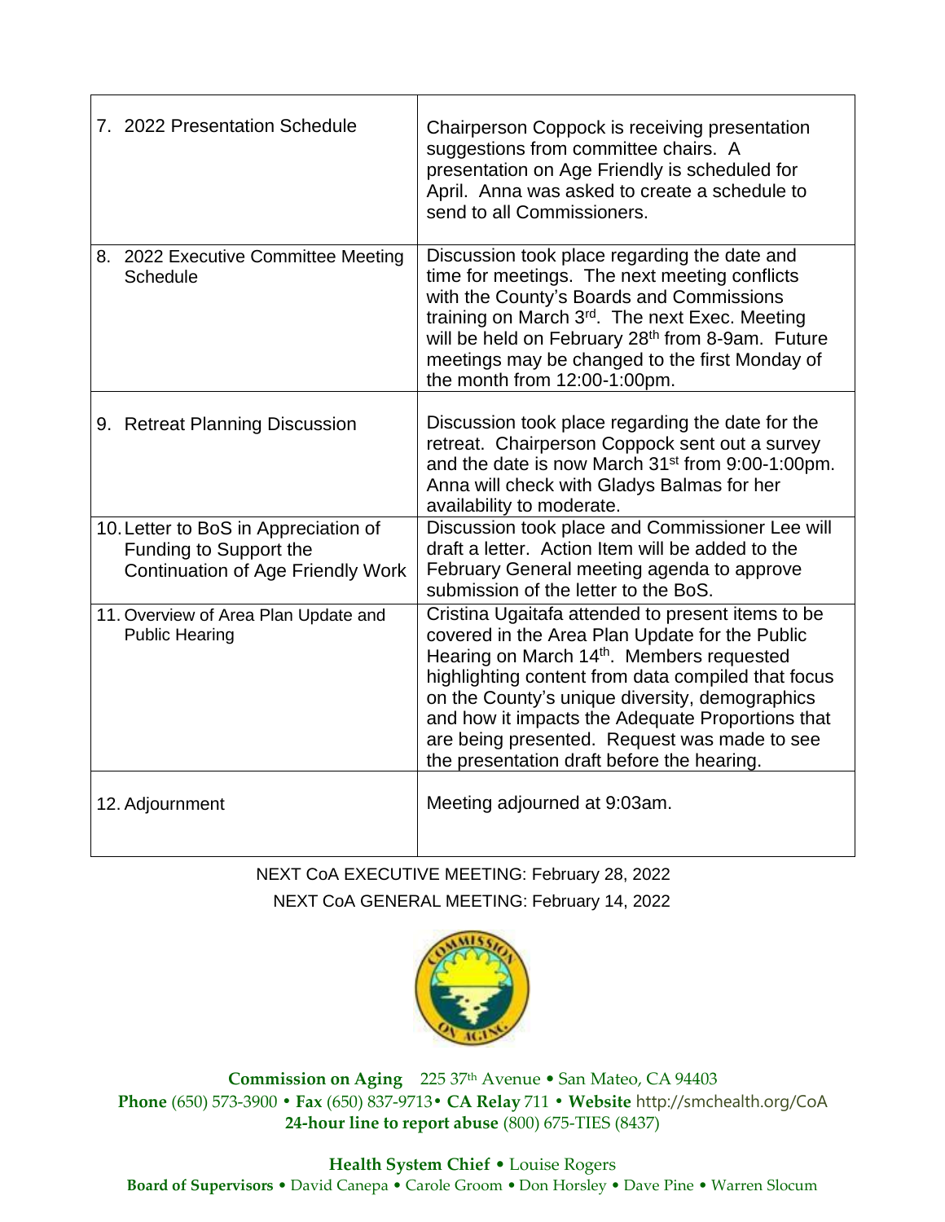| | |
|---|---|
| 7. 2022 Presentation Schedule | Chairperson Coppock is receiving presentation suggestions from committee chairs. A presentation on Age Friendly is scheduled for April. Anna was asked to create a schedule to send to all Commissioners. |
| 8. 2022 Executive Committee Meeting Schedule | Discussion took place regarding the date and time for meetings. The next meeting conflicts with the County's Boards and Commissions training on March 3rd. The next Exec. Meeting will be held on February 28th from 8-9am. Future meetings may be changed to the first Monday of the month from 12:00-1:00pm. |
| 9. Retreat Planning Discussion | Discussion took place regarding the date for the retreat. Chairperson Coppock sent out a survey and the date is now March 31st from 9:00-1:00pm. Anna will check with Gladys Balmas for her availability to moderate. |
| 10. Letter to BoS in Appreciation of Funding to Support the Continuation of Age Friendly Work | Discussion took place and Commissioner Lee will draft a letter. Action Item will be added to the February General meeting agenda to approve submission of the letter to the BoS. |
| 11. Overview of Area Plan Update and Public Hearing | Cristina Ugaitafa attended to present items to be covered in the Area Plan Update for the Public Hearing on March 14th. Members requested highlighting content from data compiled that focus on the County's unique diversity, demographics and how it impacts the Adequate Proportions that are being presented. Request was made to see the presentation draft before the hearing. |
| 12. Adjournment | Meeting adjourned at 9:03am. |

NEXT CoA EXECUTIVE MEETING: February 28, 2022

NEXT CoA GENERAL MEETING: February 14, 2022

**Commission on Aging** 225 37th Avenue • San Mateo, CA 94403
**Phone** (650) 573-3900 • **Fax** (650) 837-9713• **CA Relay** 711 • **Website** http://smchealth.org/CoA
**24-hour line to report abuse** (800) 675-TIES (8437)

**Health System Chief** • Louise Rogers
**Board of Supervisors** • David Canepa • Carole Groom • Don Horsley • Dave Pine • Warren Slocum